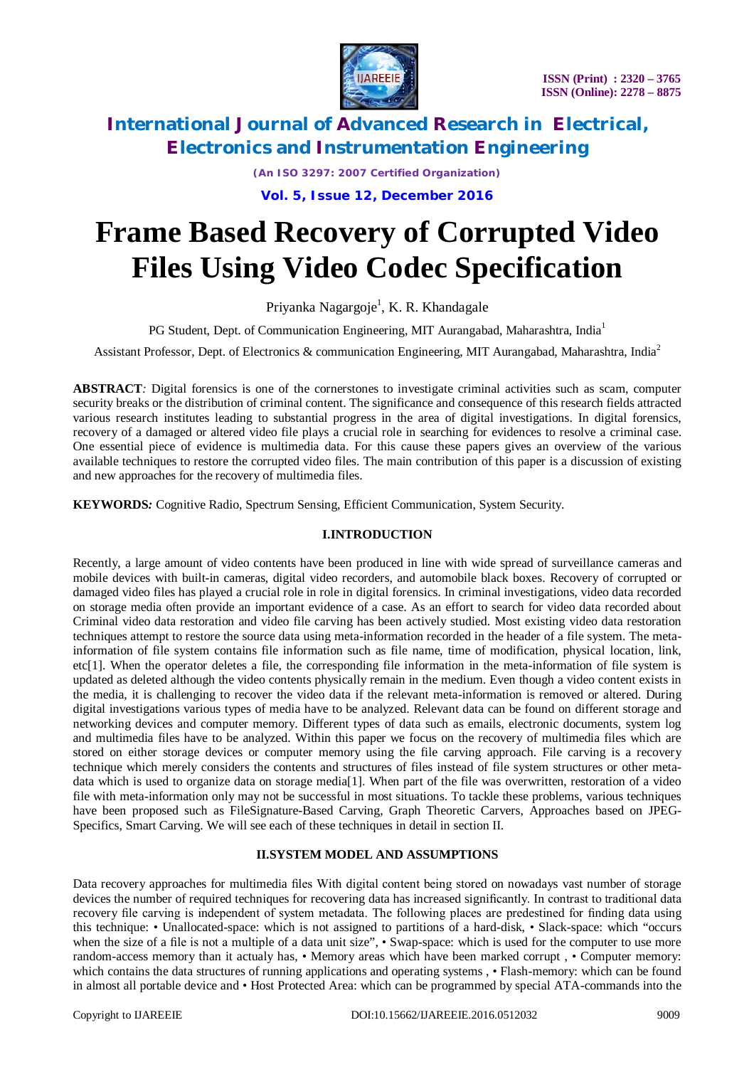# Frame Based Recovery of Corrupted Video Files Using Video Codec Specification

Priyanka Nagargoje[1], K. R. Khandagale

PG Student, Dept. of Communication Engineering, MIT Aurangabad, Maharashtra, India[1]

Assistant Professor, Dept. of Electronics & communication Engineering, MIT Aurangabad, Maharashtra, India[2]

**ABSTRACT***:* Digital forensics is one of the cornerstones to investigate criminal activities such as scam, computer security breaks or the distribution of criminal content. The significance and consequence of this research fields attracted various research institutes leading to substantial progress in the area of digital investigations. In digital forensics, recovery of a damaged or altered video file plays a crucial role in searching for evidences to resolve a criminal case. One essential piece of evidence is multimedia data. For this cause these papers gives an overview of the various available techniques to restore the corrupted video files. The main contribution of this paper is a discussion of existing and new approaches for the recovery of multimedia files.

**KEYWORDS***:* Cognitive Radio, Spectrum Sensing, Efficient Communication, System Security.

## I.INTRODUCTION

Recently, a large amount of video contents have been produced in line with wide spread of surveillance cameras and mobile devices with built-in cameras, digital video recorders, and automobile black boxes. Recovery of corrupted or damaged video files has played a crucial role in role in digital forensics. In criminal investigations, video data recorded on storage media often provide an important evidence of a case. As an effort to search for video data recorded about Criminal video data restoration and video file carving has been actively studied. Most existing video data restoration techniques attempt to restore the source data using meta-information recorded in the header of a file system. The meta-information of file system contains file information such as file name, time of modification, physical location, link, etc[1]. When the operator deletes a file, the corresponding file information in the meta-information of file system is updated as deleted although the video contents physically remain in the medium. Even though a video content exists in the media, it is challenging to recover the video data if the relevant meta-information is removed or altered. During digital investigations various types of media have to be analyzed. Relevant data can be found on different storage and networking devices and computer memory. Different types of data such as emails, electronic documents, system log and multimedia files have to be analyzed. Within this paper we focus on the recovery of multimedia files which are stored on either storage devices or computer memory using the file carving approach. File carving is a recovery technique which merely considers the contents and structures of files instead of file system structures or other meta-data which is used to organize data on storage media[1]. When part of the file was overwritten, restoration of a video file with meta-information only may not be successful in most situations. To tackle these problems, various techniques have been proposed such as FileSignature-Based Carving, Graph Theoretic Carvers, Approaches based on JPEG-Specifics, Smart Carving. We will see each of these techniques in detail in section II.

## II.SYSTEM MODEL AND ASSUMPTIONS

Data recovery approaches for multimedia files With digital content being stored on nowadays vast number of storage devices the number of required techniques for recovering data has increased significantly. In contrast to traditional data recovery file carving is independent of system metadata. The following places are predestined for finding data using this technique: • Unallocated-space: which is not assigned to partitions of a hard-disk, • Slack-space: which "occurs when the size of a file is not a multiple of a data unit size", • Swap-space: which is used for the computer to use more random-access memory than it actualy has, • Memory areas which have been marked corrupt , • Computer memory: which contains the data structures of running applications and operating systems , • Flash-memory: which can be found in almost all portable device and • Host Protected Area: which can be programmed by special ATA-commands into the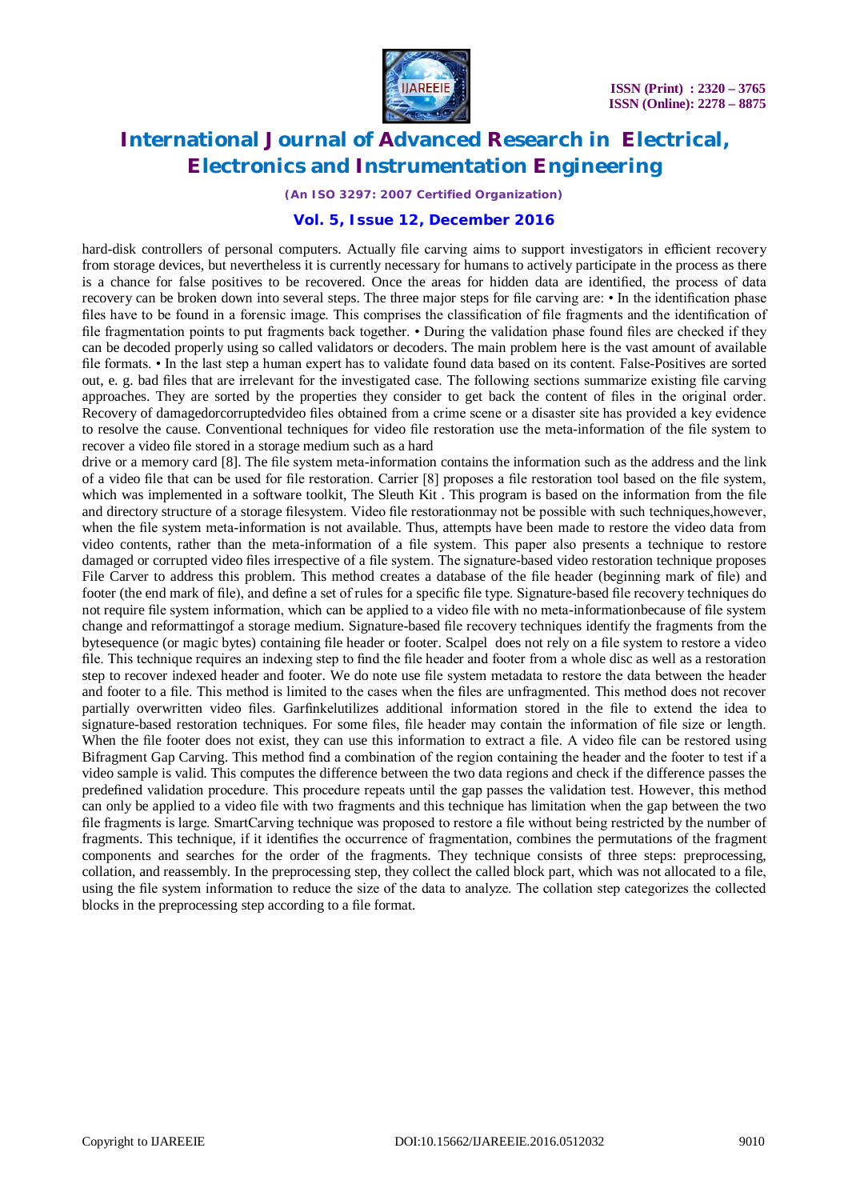hard-disk controllers of personal computers. Actually file carving aims to support investigators in efficient recovery from storage devices, but nevertheless it is currently necessary for humans to actively participate in the process as there is a chance for false positives to be recovered. Once the areas for hidden data are identified, the process of data recovery can be broken down into several steps. The three major steps for file carving are: • In the identification phase files have to be found in a forensic image. This comprises the classification of file fragments and the identification of file fragmentation points to put fragments back together. • During the validation phase found files are checked if they can be decoded properly using so called validators or decoders. The main problem here is the vast amount of available file formats. • In the last step a human expert has to validate found data based on its content. False-Positives are sorted out, e. g. bad files that are irrelevant for the investigated case. The following sections summarize existing file carving approaches. They are sorted by the properties they consider to get back the content of files in the original order. Recovery of damagedorcorruptedvideo files obtained from a crime scene or a disaster site has provided a key evidence to resolve the cause. Conventional techniques for video file restoration use the meta-information of the file system to recover a video file stored in a storage medium such as a hard
drive or a memory card [8]. The file system meta-information contains the information such as the address and the link of a video file that can be used for file restoration. Carrier [8] proposes a file restoration tool based on the file system, which was implemented in a software toolkit, The Sleuth Kit . This program is based on the information from the file and directory structure of a storage filesystem. Video file restorationmay not be possible with such techniques,however, when the file system meta-information is not available. Thus, attempts have been made to restore the video data from video contents, rather than the meta-information of a file system. This paper also presents a technique to restore damaged or corrupted video files irrespective of a file system. The signature-based video restoration technique proposes File Carver to address this problem. This method creates a database of the file header (beginning mark of file) and footer (the end mark of file), and define a set of rules for a specific file type. Signature-based file recovery techniques do not require file system information, which can be applied to a video file with no meta-informationbecause of file system change and reformattingof a storage medium. Signature-based file recovery techniques identify the fragments from the bytesequence (or magic bytes) containing file header or footer. Scalpel does not rely on a file system to restore a video file. This technique requires an indexing step to find the file header and footer from a whole disc as well as a restoration step to recover indexed header and footer. We do note use file system metadata to restore the data between the header and footer to a file. This method is limited to the cases when the files are unfragmented. This method does not recover partially overwritten video files. Garfinkelutilizes additional information stored in the file to extend the idea to signature-based restoration techniques. For some files, file header may contain the information of file size or length. When the file footer does not exist, they can use this information to extract a file. A video file can be restored using Bifragment Gap Carving. This method find a combination of the region containing the header and the footer to test if a video sample is valid. This computes the difference between the two data regions and check if the difference passes the predefined validation procedure. This procedure repeats until the gap passes the validation test. However, this method can only be applied to a video file with two fragments and this technique has limitation when the gap between the two file fragments is large. SmartCarving technique was proposed to restore a file without being restricted by the number of fragments. This technique, if it identifies the occurrence of fragmentation, combines the permutations of the fragment components and searches for the order of the fragments. They technique consists of three steps: preprocessing, collation, and reassembly. In the preprocessing step, they collect the called block part, which was not allocated to a file, using the file system information to reduce the size of the data to analyze. The collation step categorizes the collected blocks in the preprocessing step according to a file format.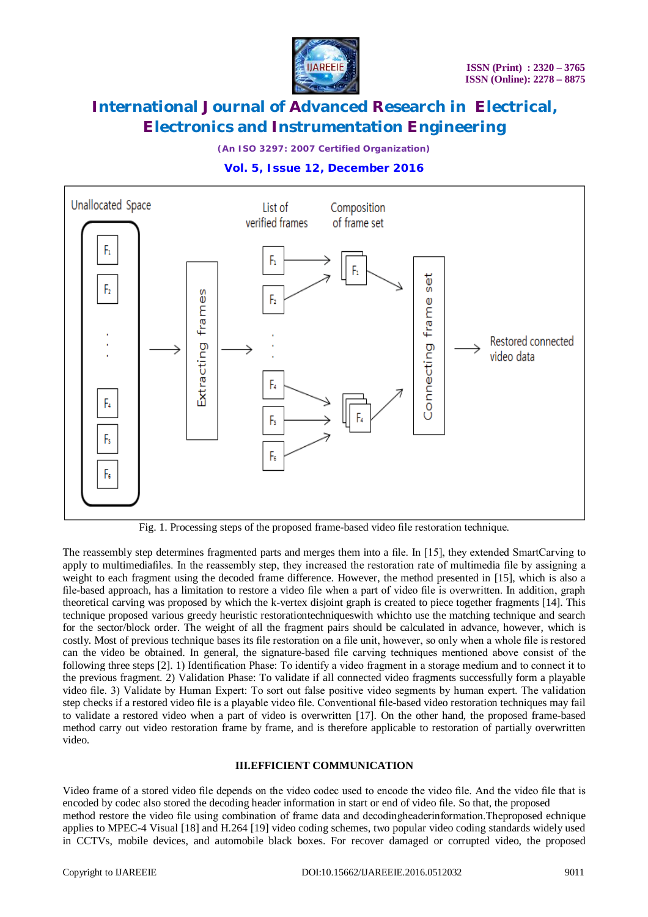Fig. 1. Processing steps of the proposed frame-based video file restoration technique.

The reassembly step determines fragmented parts and merges them into a file. In [15], they extended SmartCarving to apply to multimediafiles. In the reassembly step, they increased the restoration rate of multimedia file by assigning a weight to each fragment using the decoded frame difference. However, the method presented in [15], which is also a file-based approach, has a limitation to restore a video file when a part of video file is overwritten. In addition, graph theoretical carving was proposed by which the k-vertex disjoint graph is created to piece together fragments [14]. This technique proposed various greedy heuristic restorationtechniqueswith whichto use the matching technique and search for the sector/block order. The weight of all the fragment pairs should be calculated in advance, however, which is costly. Most of previous technique bases its file restoration on a file unit, however, so only when a whole file is restored can the video be obtained. In general, the signature-based file carving techniques mentioned above consist of the following three steps [2]. 1) Identification Phase: To identify a video fragment in a storage medium and to connect it to the previous fragment. 2) Validation Phase: To validate if all connected video fragments successfully form a playable video file. 3) Validate by Human Expert: To sort out false positive video segments by human expert. The validation step checks if a restored video file is a playable video file. Conventional file-based video restoration techniques may fail to validate a restored video when a part of video is overwritten [17]. On the other hand, the proposed frame-based method carry out video restoration frame by frame, and is therefore applicable to restoration of partially overwritten video.

## III.EFFICIENT COMMUNICATION

Video frame of a stored video file depends on the video codec used to encode the video file. And the video file that is encoded by codec also stored the decoding header information in start or end of video file. So that, the proposed method restore the video file using combination of frame data and decodingheaderinformation.Theproposed echnique applies to MPEC-4 Visual [18] and H.264 [19] video coding schemes, two popular video coding standards widely used in CCTVs, mobile devices, and automobile black boxes. For recover damaged or corrupted video, the proposed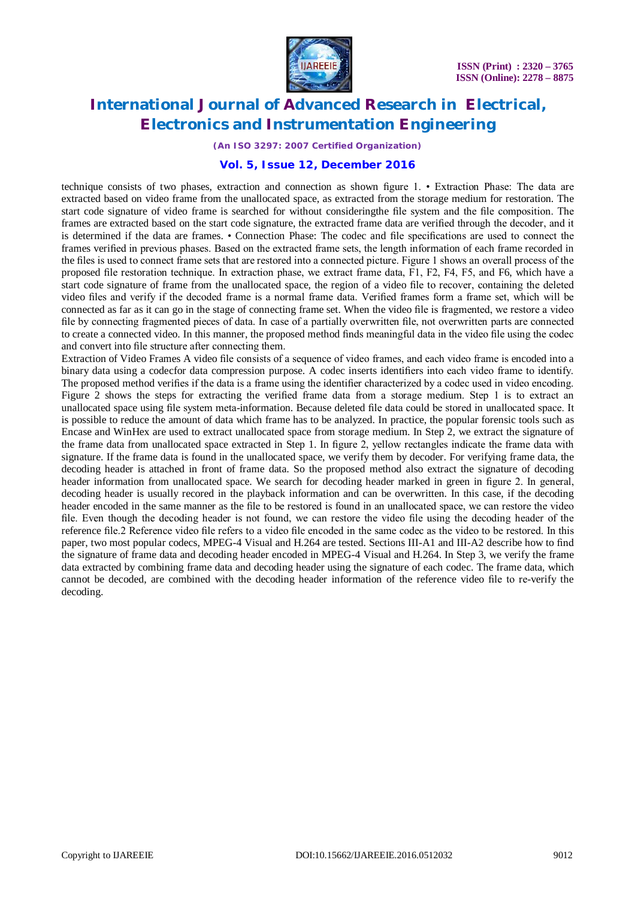technique consists of two phases, extraction and connection as shown figure 1. • Extraction Phase: The data are extracted based on video frame from the unallocated space, as extracted from the storage medium for restoration. The start code signature of video frame is searched for without consideringthe file system and the file composition. The frames are extracted based on the start code signature, the extracted frame data are verified through the decoder, and it is determined if the data are frames. • Connection Phase: The codec and file specifications are used to connect the frames verified in previous phases. Based on the extracted frame sets, the length information of each frame recorded in the files is used to connect frame sets that are restored into a connected picture. Figure 1 shows an overall process of the proposed file restoration technique. In extraction phase, we extract frame data, F1, F2, F4, F5, and F6, which have a start code signature of frame from the unallocated space, the region of a video file to recover, containing the deleted video files and verify if the decoded frame is a normal frame data. Verified frames form a frame set, which will be connected as far as it can go in the stage of connecting frame set. When the video file is fragmented, we restore a video file by connecting fragmented pieces of data. In case of a partially overwritten file, not overwritten parts are connected to create a connected video. In this manner, the proposed method finds meaningful data in the video file using the codec and convert into file structure after connecting them.

Extraction of Video Frames A video file consists of a sequence of video frames, and each video frame is encoded into a binary data using a codecfor data compression purpose. A codec inserts identifiers into each video frame to identify. The proposed method verifies if the data is a frame using the identifier characterized by a codec used in video encoding. Figure 2 shows the steps for extracting the verified frame data from a storage medium. Step 1 is to extract an unallocated space using file system meta-information. Because deleted file data could be stored in unallocated space. It is possible to reduce the amount of data which frame has to be analyzed. In practice, the popular forensic tools such as Encase and WinHex are used to extract unallocated space from storage medium. In Step 2, we extract the signature of the frame data from unallocated space extracted in Step 1. In figure 2, yellow rectangles indicate the frame data with signature. If the frame data is found in the unallocated space, we verify them by decoder. For verifying frame data, the decoding header is attached in front of frame data. So the proposed method also extract the signature of decoding header information from unallocated space. We search for decoding header marked in green in figure 2. In general, decoding header is usually recored in the playback information and can be overwritten. In this case, if the decoding header encoded in the same manner as the file to be restored is found in an unallocated space, we can restore the video file. Even though the decoding header is not found, we can restore the video file using the decoding header of the reference file.2 Reference video file refers to a video file encoded in the same codec as the video to be restored. In this paper, two most popular codecs, MPEG-4 Visual and H.264 are tested. Sections III-A1 and III-A2 describe how to find the signature of frame data and decoding header encoded in MPEG-4 Visual and H.264. In Step 3, we verify the frame data extracted by combining frame data and decoding header using the signature of each codec. The frame data, which cannot be decoded, are combined with the decoding header information of the reference video file to re-verify the decoding.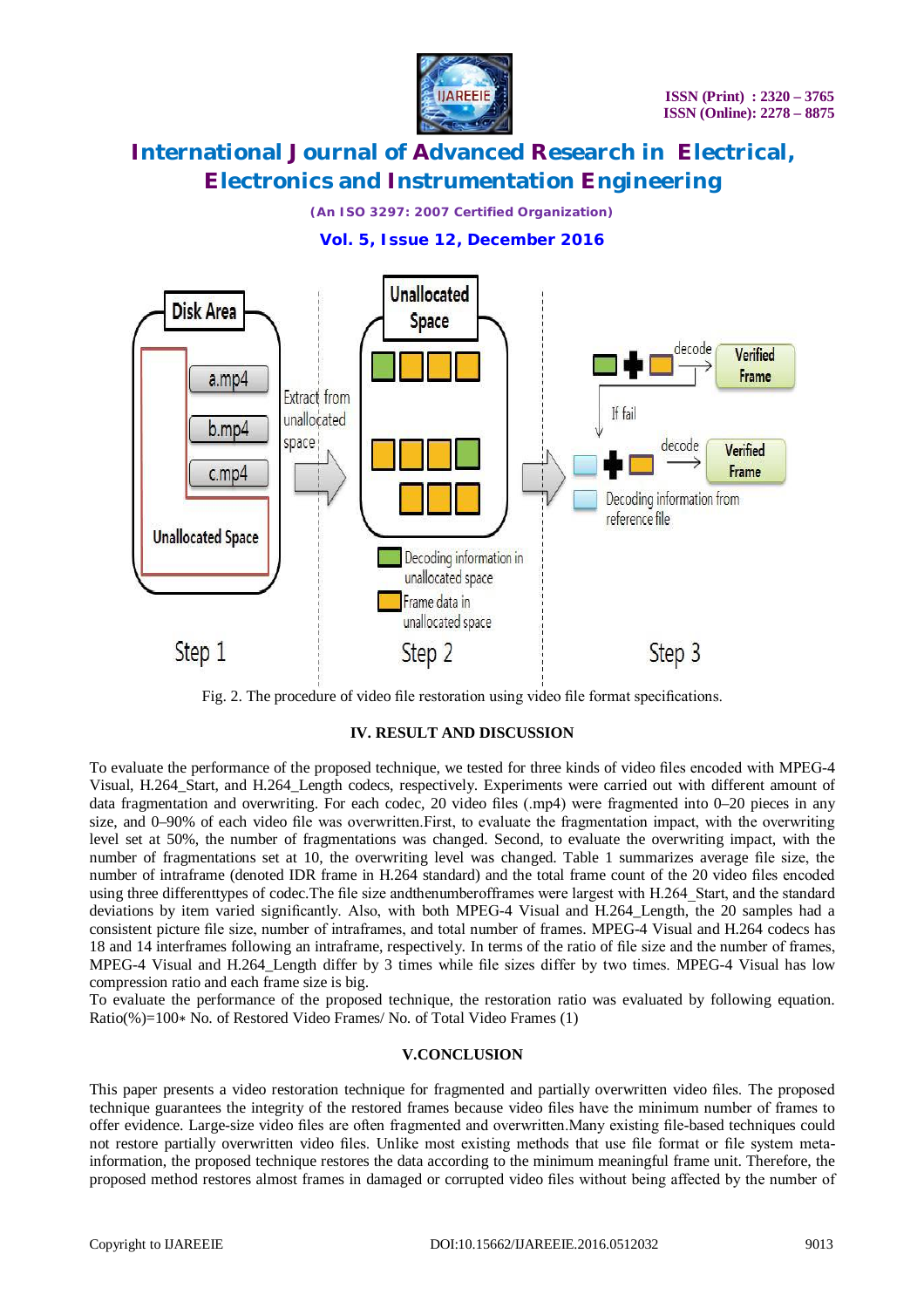Fig. 2. The procedure of video file restoration using video file format specifications.

## IV. RESULT AND DISCUSSION

To evaluate the performance of the proposed technique, we tested for three kinds of video files encoded with MPEG-4 Visual, H.264_Start, and H.264_Length codecs, respectively. Experiments were carried out with different amount of data fragmentation and overwriting. For each codec, 20 video files (.mp4) were fragmented into 0–20 pieces in any size, and 0–90% of each video file was overwritten.First, to evaluate the fragmentation impact, with the overwriting level set at 50%, the number of fragmentations was changed. Second, to evaluate the overwriting impact, with the number of fragmentations set at 10, the overwriting level was changed. Table 1 summarizes average file size, the number of intraframe (denoted IDR frame in H.264 standard) and the total frame count of the 20 video files encoded using three differenttypes of codec.The file size andthenumberofframes were largest with H.264_Start, and the standard deviations by item varied significantly. Also, with both MPEG-4 Visual and H.264_Length, the 20 samples had a consistent picture file size, number of intraframes, and total number of frames. MPEG-4 Visual and H.264 codecs has 18 and 14 interframes following an intraframe, respectively. In terms of the ratio of file size and the number of frames, MPEG-4 Visual and H.264_Length differ by 3 times while file sizes differ by two times. MPEG-4 Visual has low compression ratio and each frame size is big.

To evaluate the performance of the proposed technique, the restoration ratio was evaluated by following equation. Ratio(%)=100∗ No. of Restored Video Frames/ No. of Total Video Frames (1)

## V.CONCLUSION

This paper presents a video restoration technique for fragmented and partially overwritten video files. The proposed technique guarantees the integrity of the restored frames because video files have the minimum number of frames to offer evidence. Large-size video files are often fragmented and overwritten.Many existing file-based techniques could not restore partially overwritten video files. Unlike most existing methods that use file format or file system meta-information, the proposed technique restores the data according to the minimum meaningful frame unit. Therefore, the proposed method restores almost frames in damaged or corrupted video files without being affected by the number of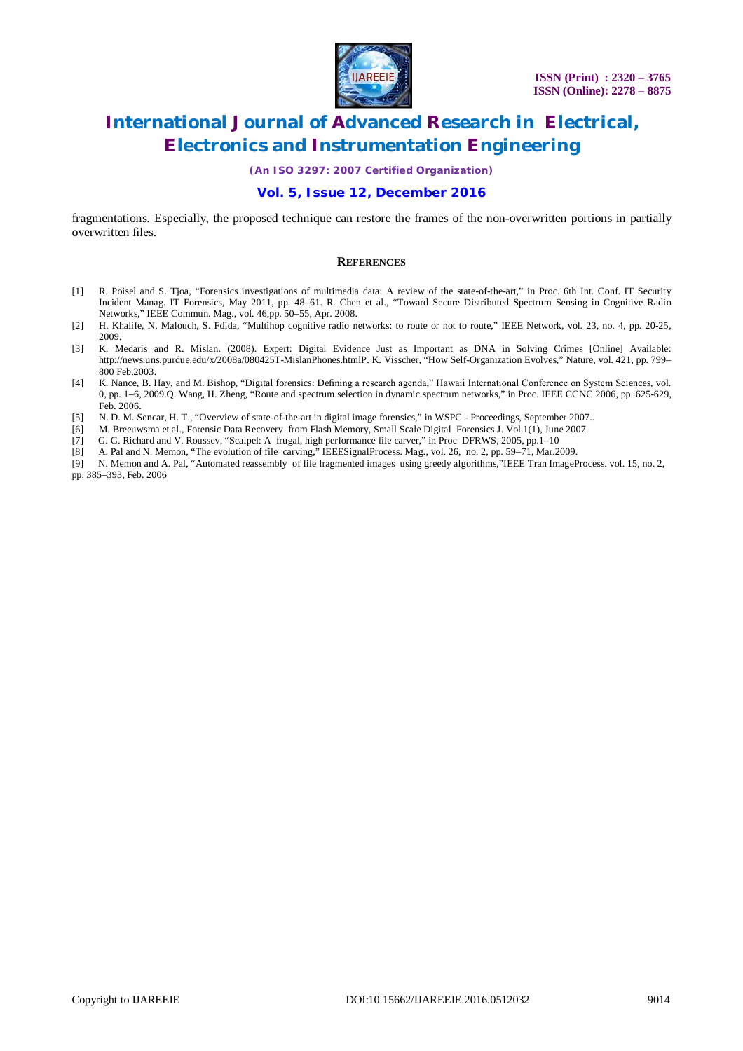fragmentations. Especially, the proposed technique can restore the frames of the non-overwritten portions in partially overwritten files.

## REFERENCES

[1] R. Poisel and S. Tjoa, "Forensics investigations of multimedia data: A review of the state-of-the-art," in Proc. 6th Int. Conf. IT Security Incident Manag. IT Forensics, May 2011, pp. 48–61. R. Chen et al., "Toward Secure Distributed Spectrum Sensing in Cognitive Radio Networks," IEEE Commun. Mag., vol. 46,pp. 50–55, Apr. 2008.

[2] H. Khalife, N. Malouch, S. Fdida, "Multihop cognitive radio networks: to route or not to route," IEEE Network, vol. 23, no. 4, pp. 20-25, 2009.

[3] K. Medaris and R. Mislan. (2008). Expert: Digital Evidence Just as Important as DNA in Solving Crimes [Online] Available: http://news.uns.purdue.edu/x/2008a/080425T-MislanPhones.htmlP. K. Visscher, "How Self-Organization Evolves," Nature, vol. 421, pp. 799–800 Feb.2003.

[4] K. Nance, B. Hay, and M. Bishop, "Digital forensics: Defining a research agenda," Hawaii International Conference on System Sciences, vol. 0, pp. 1–6, 2009.Q. Wang, H. Zheng, "Route and spectrum selection in dynamic spectrum networks," in Proc. IEEE CCNC 2006, pp. 625-629, Feb. 2006.

[5] N. D. M. Sencar, H. T., "Overview of state-of-the-art in digital image forensics," in WSPC - Proceedings, September 2007..

[6] M. Breeuwsma et al., Forensic Data Recovery from Flash Memory, Small Scale Digital Forensics J. Vol.1(1), June 2007.

[7] G. G. Richard and V. Roussev, "Scalpel: A frugal, high performance file carver," in Proc DFRWS, 2005, pp.1–10

[8] A. Pal and N. Memon, "The evolution of file carving," IEEESignalProcess. Mag., vol. 26, no. 2, pp. 59–71, Mar.2009.

[9] N. Memon and A. Pal, "Automated reassembly of file fragmented images using greedy algorithms,"IEEE Tran ImageProcess. vol. 15, no. 2, pp. 385–393, Feb. 2006